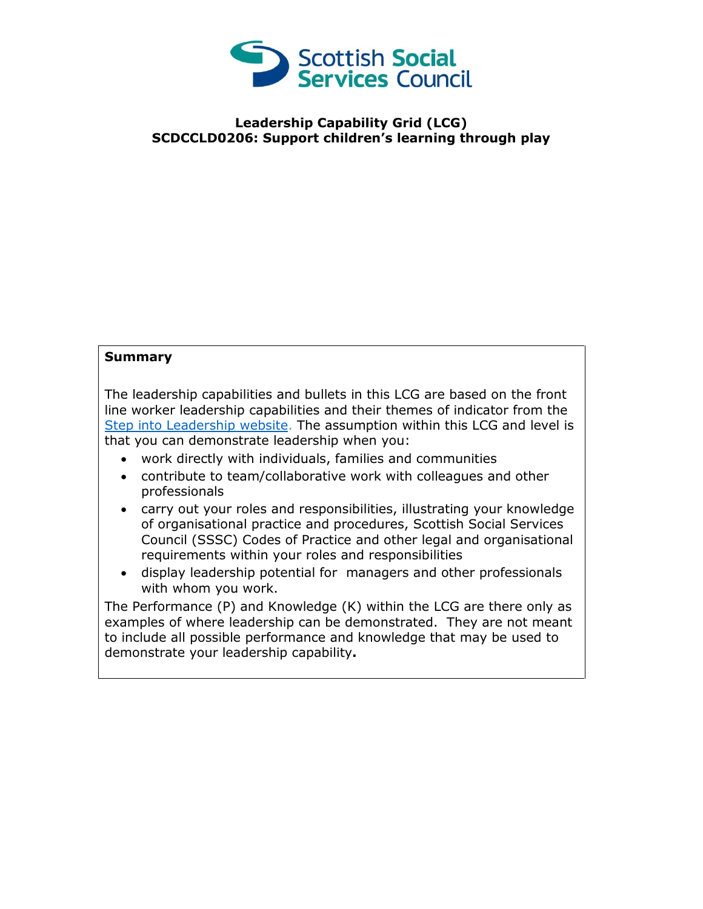Scottish Social Services Council

**Leadership Capability Grid (LCG)**
**SCDCCLD0206: Support children's learning through play**

**Summary**

The leadership capabilities and bullets in this LCG are based on the front line worker leadership capabilities and their themes of indicator from the Step into Leadership website. The assumption within this LCG and level is that you can demonstrate leadership when you:

- work directly with individuals, families and communities
- contribute to team/collaborative work with colleagues and other professionals
- carry out your roles and responsibilities, illustrating your knowledge of organisational practice and procedures, Scottish Social Services Council (SSSC) Codes of Practice and other legal and organisational requirements within your roles and responsibilities
- display leadership potential for managers and other professionals with whom you work.

The Performance (P) and Knowledge (K) within the LCG are there only as examples of where leadership can be demonstrated. They are not meant to include all possible performance and knowledge that may be used to demonstrate your leadership capability**.**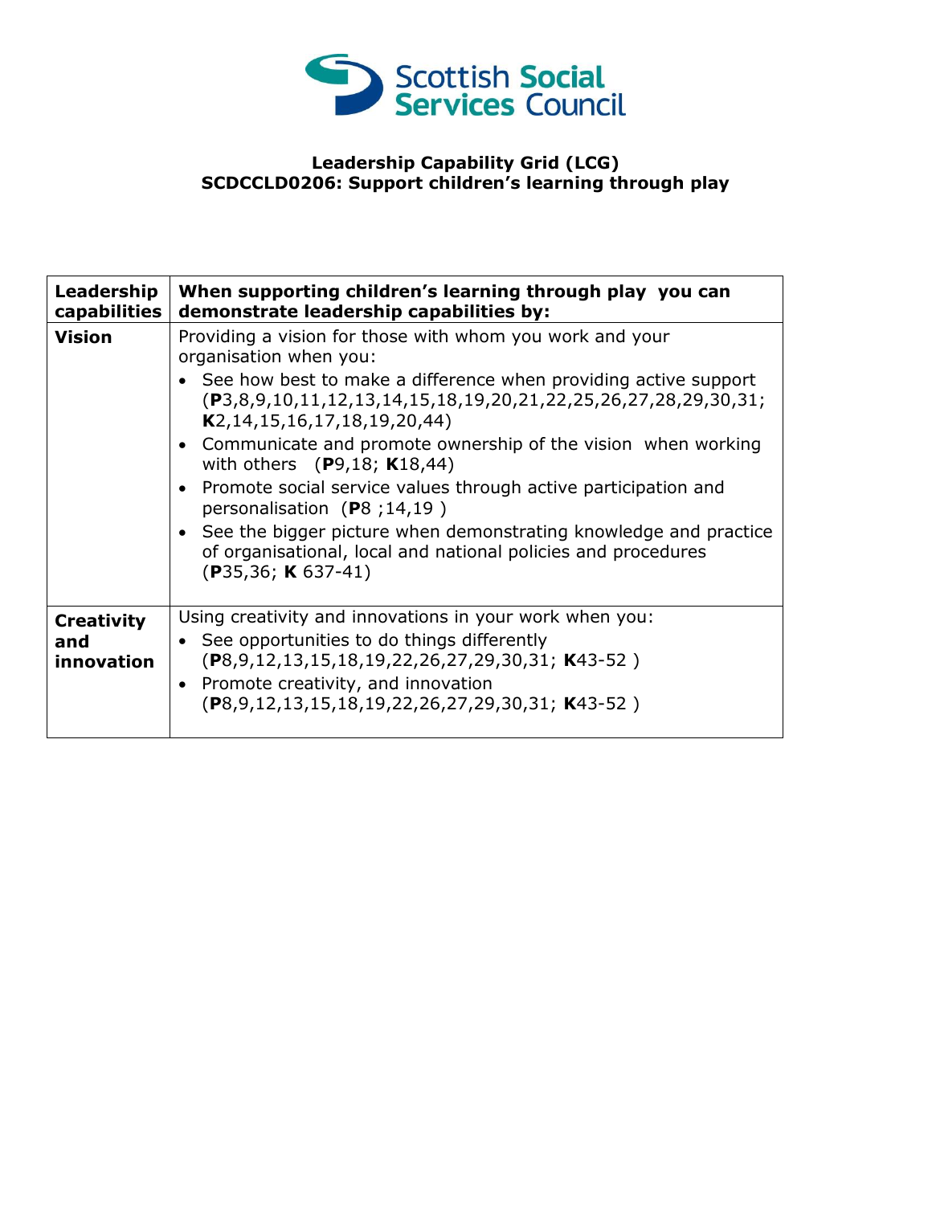**Leadership Capability Grid (LCG)**
**SCDCCLD0206: Support children's learning through play**

| Leadership capabilities | When supporting children's learning through play you can demonstrate leadership capabilities by: |
|---|---|
| **Vision** | Providing a vision for those with whom you work and your organisation when you:<br>• See how best to make a difference when providing active support (**P**3,8,9,10,11,12,13,14,15,18,19,20,21,22,25,26,27,28,29,30,31; **K**2,14,15,16,17,18,19,20,44)<br>• Communicate and promote ownership of the vision when working with others (**P**9,18; **K**18,44)<br>• Promote social service values through active participation and personalisation (**P**8 ;14,19 )<br>• See the bigger picture when demonstrating knowledge and practice of organisational, local and national policies and procedures (**P**35,36; **K** 637-41) |
| **Creativity and innovation** | Using creativity and innovations in your work when you:<br>• See opportunities to do things differently (**P**8,9,12,13,15,18,19,22,26,27,29,30,31; **K**43-52 )<br>• Promote creativity, and innovation (**P**8,9,12,13,15,18,19,22,26,27,29,30,31; **K**43-52 ) |